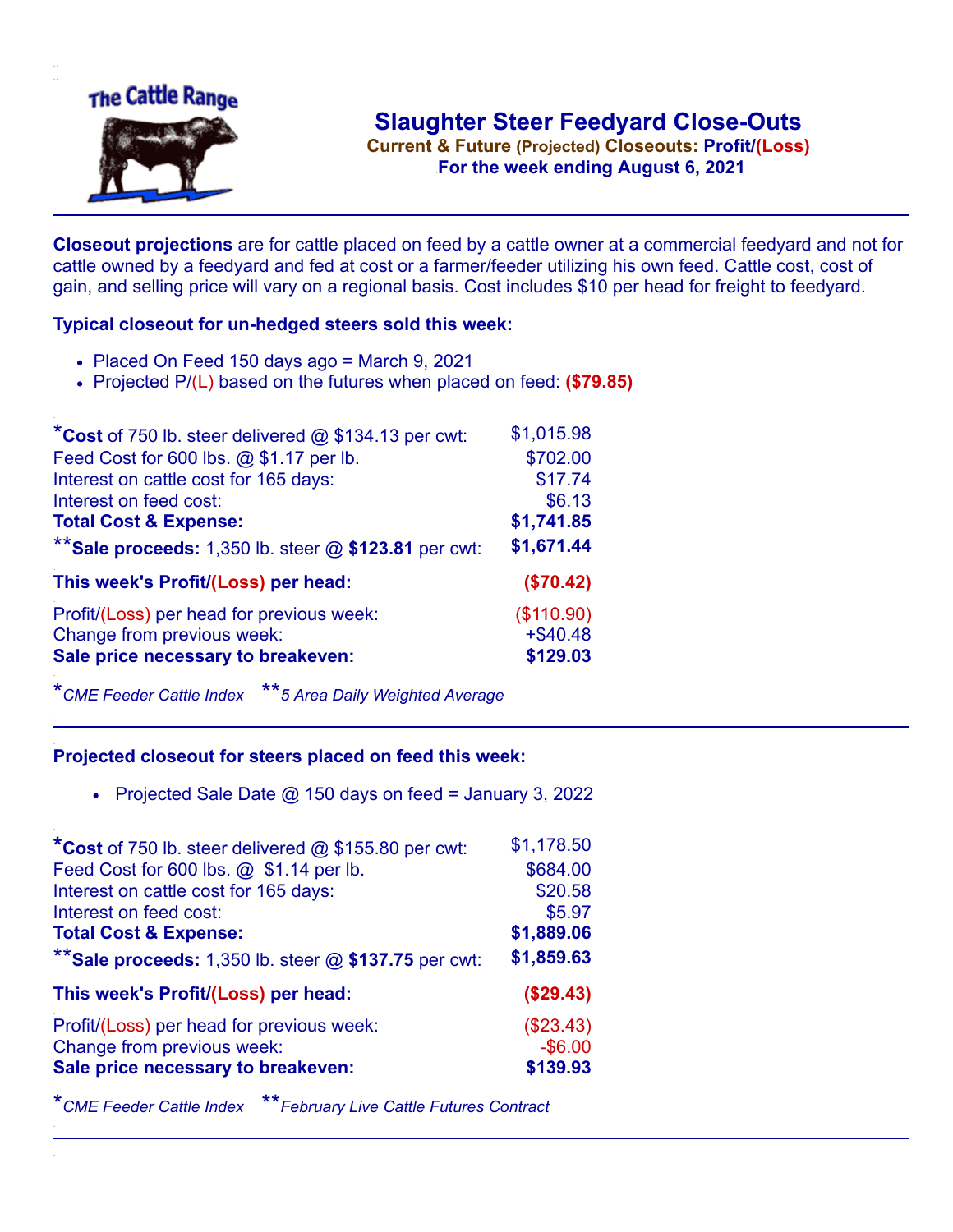# The Cattle Range

## Slaughter Steer Feedyard Close-Outs

**Current & Future (Projected) Closeouts: Profit/(Loss)**

**For the week ending August 6, 2021**

**Closeout projections** are for cattle placed on feed by a cattle owner at a commercial feedyard and not for cattle owned by a feedyard and fed at cost or a farmer/feeder utilizing his own feed. Cattle cost, cost of gain, and selling price will vary on a regional basis. Cost includes $10 per head for freight to feedyard.

### Typical closeout for un-hedged steers sold this week:

- Placed On Feed 150 days ago = March 9, 2021
- Projected P/(L) based on the futures when placed on feed: **($79.85)**

| | |
|---|---|
| ***Cost** of 750 lb. steer delivered @ $134.13 per cwt: | $1,015.98 |
| Feed Cost for 600 lbs. @ $1.17 per lb. | $702.00 |
| Interest on cattle cost for 165 days: | $17.74 |
| Interest on feed cost: | $6.13 |
| **Total Cost & Expense:** | **$1,741.85** |
| ****Sale proceeds:** 1,350 lb. steer @ **$123.81** per cwt: | **$1,671.44** |
| **This week's Profit/(Loss) per head:** | **($70.42)** |
| Profit/(Loss) per head for previous week: | ($110.90) |
| Change from previous week: | +$40.48 |
| **Sale price necessary to breakeven:** | **$129.03** |

*CME Feeder Cattle Index **5 Area Daily Weighted Average

### Projected closeout for steers placed on feed this week:

- Projected Sale Date @ 150 days on feed = January 3, 2022

| | |
|---|---|
| ***Cost** of 750 lb. steer delivered @ $155.80 per cwt: | $1,178.50 |
| Feed Cost for 600 lbs. @ $1.14 per lb. | $684.00 |
| Interest on cattle cost for 165 days: | $20.58 |
| Interest on feed cost: | $5.97 |
| **Total Cost & Expense:** | **$1,889.06** |
| ****Sale proceeds:** 1,350 lb. steer @ **$137.75** per cwt: | **$1,859.63** |
| **This week's Profit/(Loss) per head:** | **($29.43)** |
| Profit/(Loss) per head for previous week: | ($23.43) |
| Change from previous week: | -$6.00 |
| **Sale price necessary to breakeven:** | **$139.93** |

*CME Feeder Cattle Index **February Live Cattle Futures Contract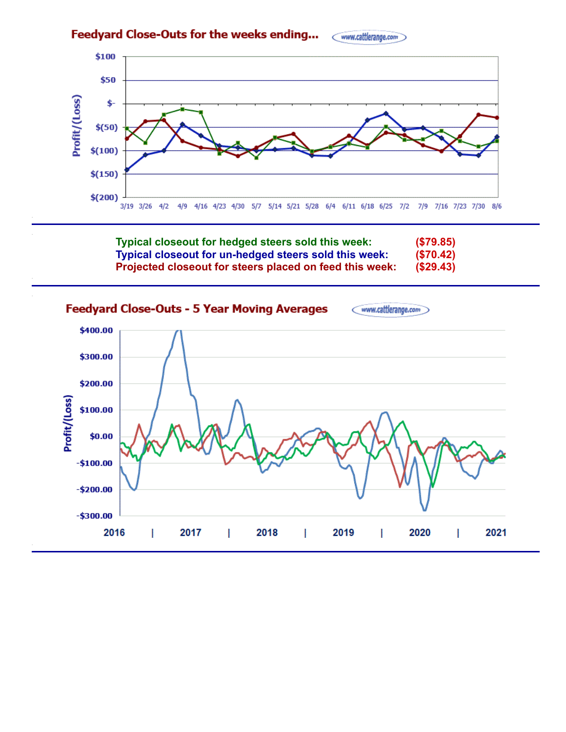## Feedyard Close-Outs for the weeks ending...

www.cattlerange.com

Profit/(Loss)

$100
$50
$-
$(50)
$(100)
$(150)
$(200)

3/19 3/26 4/2 4/9 4/16 4/23 4/30 5/7 5/14 5/21 5/28 6/4 6/11 6/18 6/25 7/2 7/9 7/16 7/23 7/30 8/6

| | |
|---|---|
| Typical closeout for hedged steers sold this week: | ($79.85) |
| Typical closeout for un-hedged steers sold this week: | ($70.42) |
| Projected closeout for steers placed on feed this week: | ($29.43) |

## Feedyard Close-Outs - 5 Year Moving Averages

www.cattlerange.com

Profit/(Loss)

$400.00
$300.00
$200.00
$100.00
$0.00
-$100.00
-$200.00
-$300.00

2016 | 2017 | 2018 | 2019 | 2020 | 2021